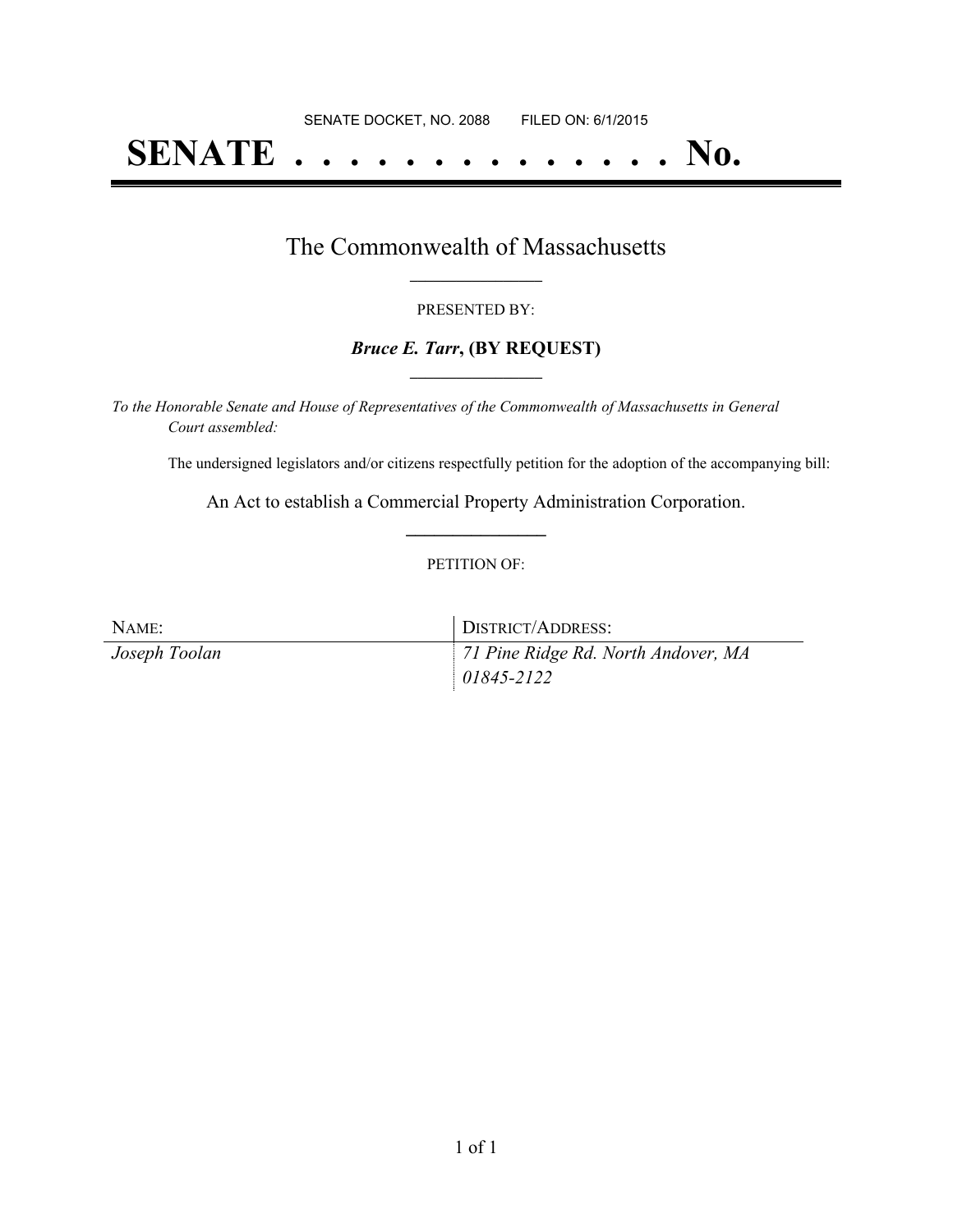SENATE DOCKET, NO. 2088        FILED ON: 6/1/2015

# SENATE . . . . . . . . . . . . . . No.

## The Commonwealth of Massachusetts

\_\_\_\_\_\_\_\_\_\_\_\_\_\_\_\_\_

PRESENTED BY:

***Bruce E. Tarr*, (BY REQUEST)**

\_\_\_\_\_\_\_\_\_\_\_\_\_\_\_\_\_

*To the Honorable Senate and House of Representatives of the Commonwealth of Massachusetts in General Court assembled:*

The undersigned legislators and/or citizens respectfully petition for the adoption of the accompanying bill:

An Act to establish a Commercial Property Administration Corporation.

\_\_\_\_\_\_\_\_\_\_\_\_\_\_\_\_\_

PETITION OF:

| NAME: | DISTRICT/ADDRESS: |
| --- | --- |
| *Joseph Toolan* | *71 Pine Ridge Rd. North Andover, MA 01845-2122* |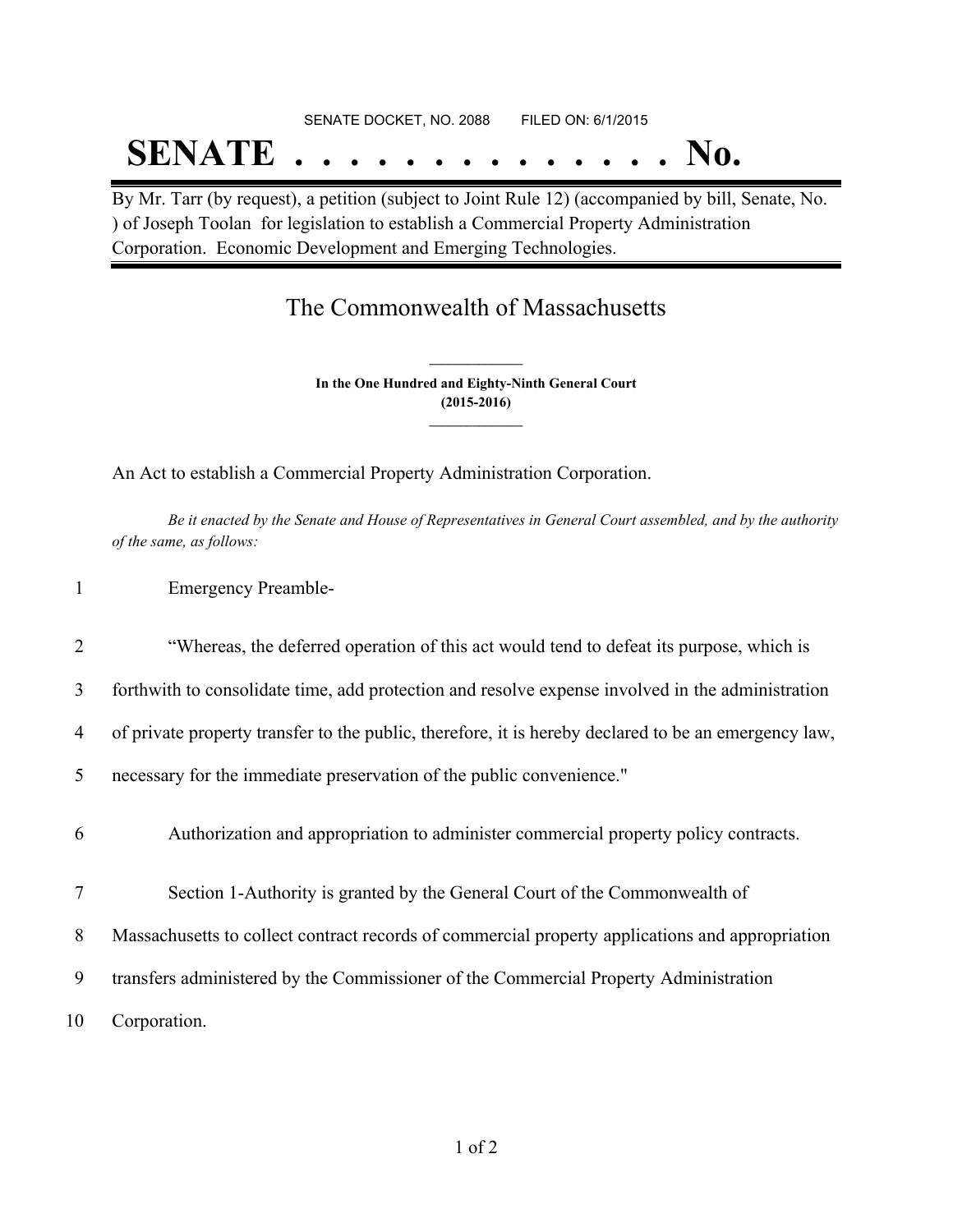SENATE DOCKET, NO. 2088 FILED ON: 6/1/2015

# SENATE . . . . . . . . . . . . . . No.

By Mr. Tarr (by request), a petition (subject to Joint Rule 12) (accompanied by bill, Senate, No. ) of Joseph Toolan for legislation to establish a Commercial Property Administration Corporation. Economic Development and Emerging Technologies.

## The Commonwealth of Massachusetts

**In the One Hundred and Eighty-Ninth General Court**
**(2015-2016)**

An Act to establish a Commercial Property Administration Corporation.

*Be it enacted by the Senate and House of Representatives in General Court assembled, and by the authority of the same, as follows:*

1 Emergency Preamble-

2 "Whereas, the deferred operation of this act would tend to defeat its purpose, which is
3 forthwith to consolidate time, add protection and resolve expense involved in the administration
4 of private property transfer to the public, therefore, it is hereby declared to be an emergency law,
5 necessary for the immediate preservation of the public convenience."

6 Authorization and appropriation to administer commercial property policy contracts.

7 Section 1-Authority is granted by the General Court of the Commonwealth of
8 Massachusetts to collect contract records of commercial property applications and appropriation
9 transfers administered by the Commissioner of the Commercial Property Administration
10 Corporation.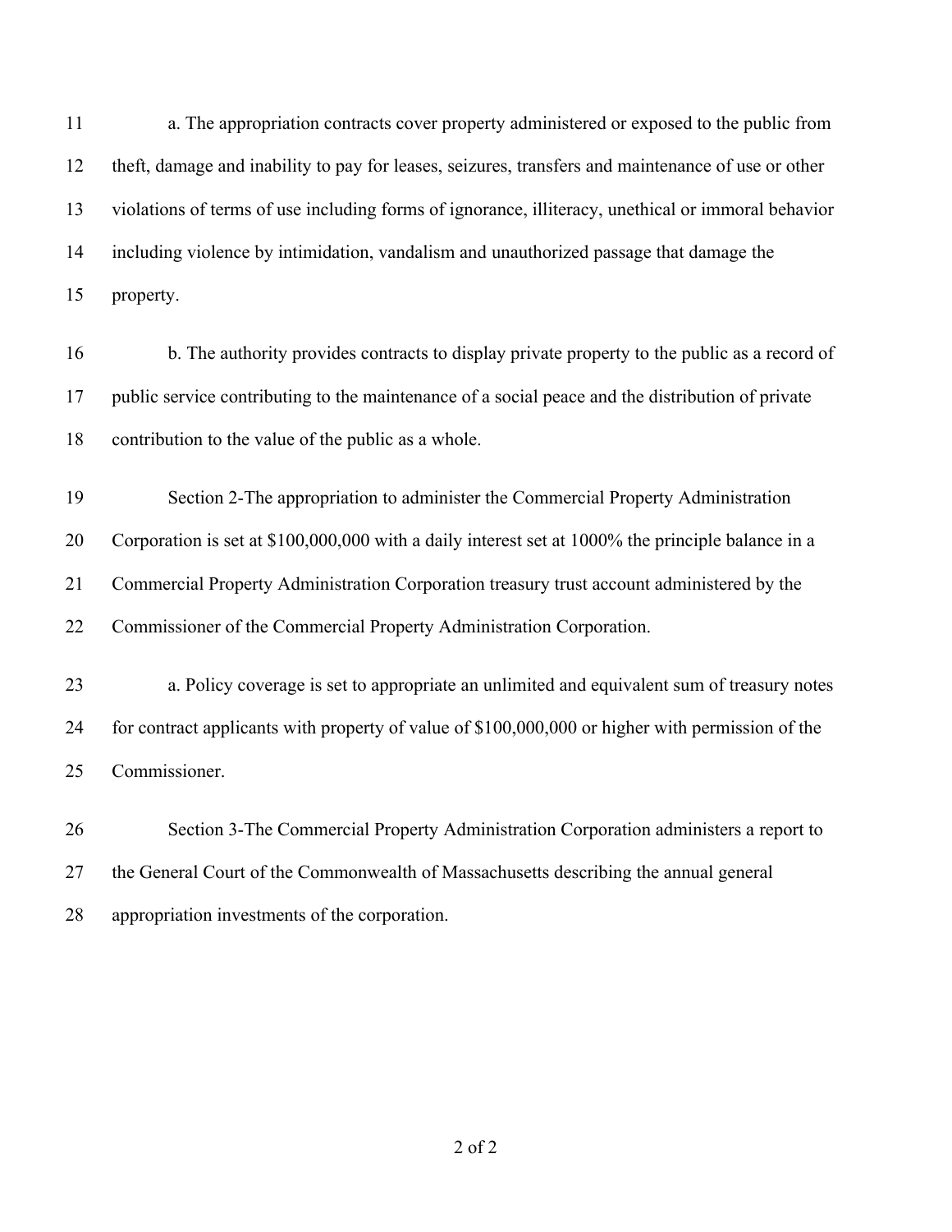a. The appropriation contracts cover property administered or exposed to the public from theft, damage and inability to pay for leases, seizures, transfers and maintenance of use or other violations of terms of use including forms of ignorance, illiteracy, unethical or immoral behavior including violence by intimidation, vandalism and unauthorized passage that damage the property.

b. The authority provides contracts to display private property to the public as a record of public service contributing to the maintenance of a social peace and the distribution of private contribution to the value of the public as a whole.

Section 2-The appropriation to administer the Commercial Property Administration Corporation is set at $100,000,000 with a daily interest set at 1000% the principle balance in a Commercial Property Administration Corporation treasury trust account administered by the Commissioner of the Commercial Property Administration Corporation.

a. Policy coverage is set to appropriate an unlimited and equivalent sum of treasury notes for contract applicants with property of value of $100,000,000 or higher with permission of the Commissioner.

Section 3-The Commercial Property Administration Corporation administers a report to the General Court of the Commonwealth of Massachusetts describing the annual general appropriation investments of the corporation.